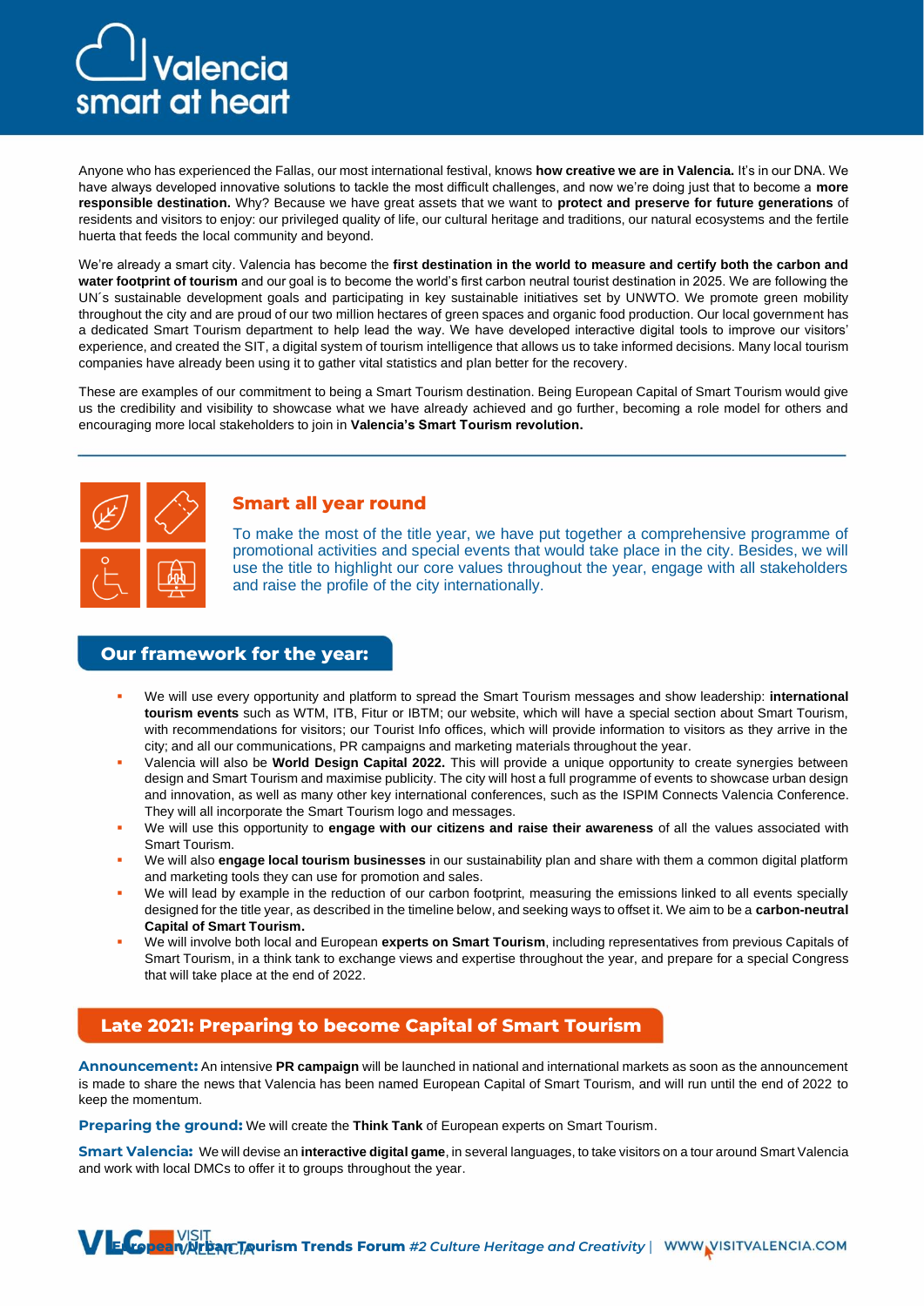# Valencia smart at heart

Anyone who has experienced the Fallas, our most international festival, knows **how creative we are in Valencia.** It's in our DNA. We have always developed innovative solutions to tackle the most difficult challenges, and now we're doing just that to become a **more responsible destination.** Why? Because we have great assets that we want to **protect and preserve for future generations** of residents and visitors to enjoy: our privileged quality of life, our cultural heritage and traditions, our natural ecosystems and the fertile huerta that feeds the local community and beyond.

We're already a smart city. Valencia has become the **first destination in the world to measure and certify both the carbon and water footprint of tourism** and our goal is to become the world's first carbon neutral tourist destination in 2025. We are following the UN´s sustainable development goals and participating in key sustainable initiatives set by UNWTO. We promote green mobility throughout the city and are proud of our two million hectares of green spaces and organic food production. Our local government has a dedicated Smart Tourism department to help lead the way. We have developed interactive digital tools to improve our visitors' experience, and created the SIT, a digital system of tourism intelligence that allows us to take informed decisions. Many local tourism companies have already been using it to gather vital statistics and plan better for the recovery.

These are examples of our commitment to being a Smart Tourism destination. Being European Capital of Smart Tourism would give us the credibility and visibility to showcase what we have already achieved and go further, becoming a role model for others and encouraging more local stakeholders to join in **Valencia's Smart Tourism revolution.**

## Smart all year round

To make the most of the title year, we have put together a comprehensive programme of promotional activities and special events that would take place in the city. Besides, we will use the title to highlight our core values throughout the year, engage with all stakeholders and raise the profile of the city internationally.

## Our framework for the year:

- We will use every opportunity and platform to spread the Smart Tourism messages and show leadership: **international tourism events** such as WTM, ITB, Fitur or IBTM; our website, which will have a special section about Smart Tourism, with recommendations for visitors; our Tourist Info offices, which will provide information to visitors as they arrive in the city; and all our communications, PR campaigns and marketing materials throughout the year.
- Valencia will also be **World Design Capital 2022.** This will provide a unique opportunity to create synergies between design and Smart Tourism and maximise publicity. The city will host a full programme of events to showcase urban design and innovation, as well as many other key international conferences, such as the ISPIM Connects Valencia Conference. They will all incorporate the Smart Tourism logo and messages.
- We will use this opportunity to **engage with our citizens and raise their awareness** of all the values associated with Smart Tourism.
- We will also **engage local tourism businesses** in our sustainability plan and share with them a common digital platform and marketing tools they can use for promotion and sales.
- We will lead by example in the reduction of our carbon footprint, measuring the emissions linked to all events specially designed for the title year, as described in the timeline below, and seeking ways to offset it. We aim to be a **carbon-neutral Capital of Smart Tourism.**
- We will involve both local and European **experts on Smart Tourism**, including representatives from previous Capitals of Smart Tourism, in a think tank to exchange views and expertise throughout the year, and prepare for a special Congress that will take place at the end of 2022.

## Late 2021: Preparing to become Capital of Smart Tourism

**Announcement:** An intensive **PR campaign** will be launched in national and international markets as soon as the announcement is made to share the news that Valencia has been named European Capital of Smart Tourism, and will run until the end of 2022 to keep the momentum.

**Preparing the ground:** We will create the **Think Tank** of European experts on Smart Tourism.

**Smart Valencia:** We will devise an **interactive digital game**, in several languages, to take visitors on a tour around Smart Valencia and work with local DMCs to offer it to groups throughout the year.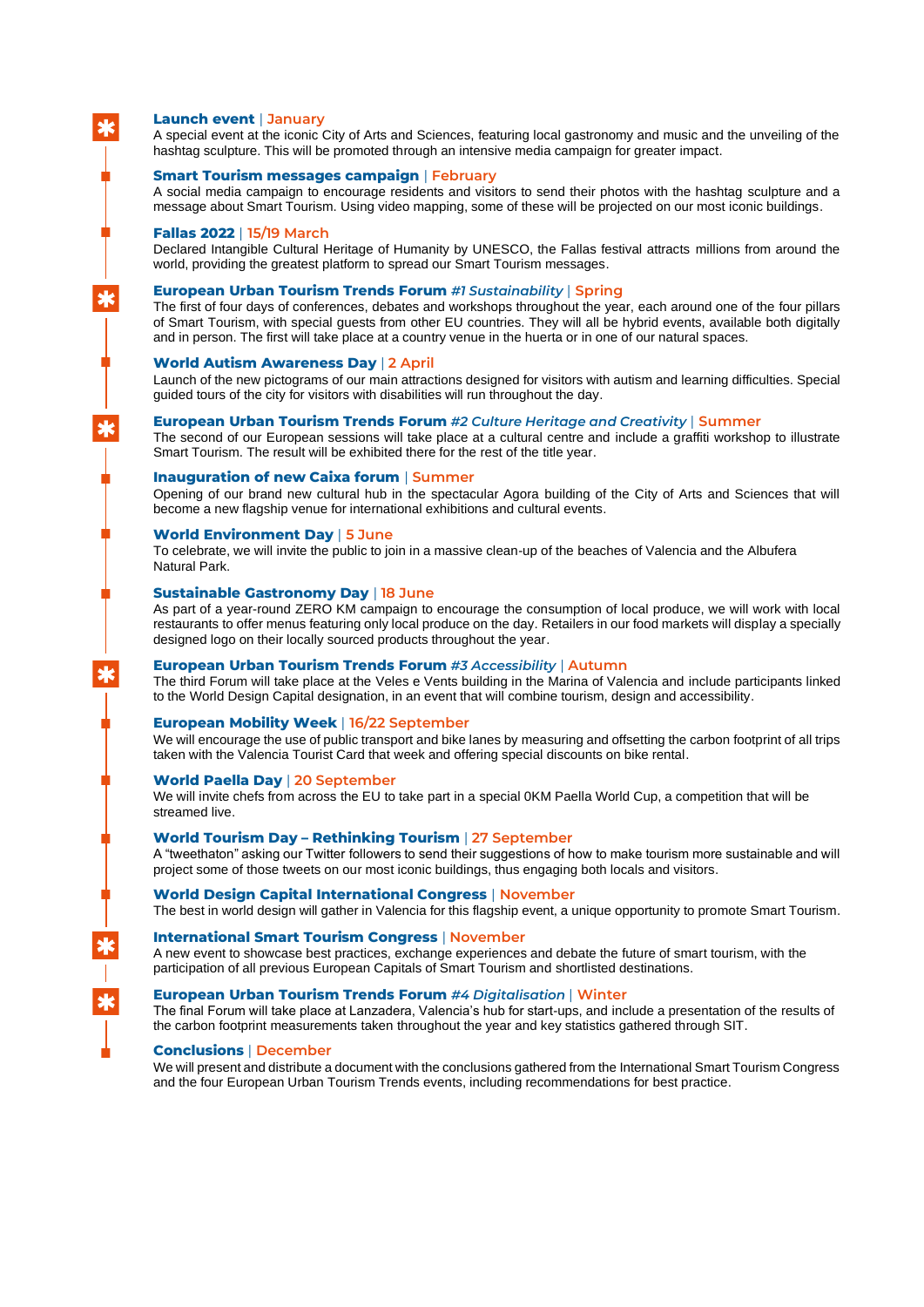**Launch event** | January

A special event at the iconic City of Arts and Sciences, featuring local gastronomy and music and the unveiling of the hashtag sculpture. This will be promoted through an intensive media campaign for greater impact.

**Smart Tourism messages campaign** | February

A social media campaign to encourage residents and visitors to send their photos with the hashtag sculpture and a message about Smart Tourism. Using video mapping, some of these will be projected on our most iconic buildings.

**Fallas 2022** | 15/19 March

Declared Intangible Cultural Heritage of Humanity by UNESCO, the Fallas festival attracts millions from around the world, providing the greatest platform to spread our Smart Tourism messages.

**European Urban Tourism Trends Forum** *#1 Sustainability* | Spring

The first of four days of conferences, debates and workshops throughout the year, each around one of the four pillars of Smart Tourism, with special guests from other EU countries. They will all be hybrid events, available both digitally and in person. The first will take place at a country venue in the huerta or in one of our natural spaces.

**World Autism Awareness Day** | 2 April

Launch of the new pictograms of our main attractions designed for visitors with autism and learning difficulties. Special guided tours of the city for visitors with disabilities will run throughout the day.

**European Urban Tourism Trends Forum** *#2 Culture Heritage and Creativity* | Summer

The second of our European sessions will take place at a cultural centre and include a graffiti workshop to illustrate Smart Tourism. The result will be exhibited there for the rest of the title year.

**Inauguration of new Caixa forum** | Summer

Opening of our brand new cultural hub in the spectacular Agora building of the City of Arts and Sciences that will become a new flagship venue for international exhibitions and cultural events.

**World Environment Day** | 5 June

To celebrate, we will invite the public to join in a massive clean-up of the beaches of Valencia and the Albufera Natural Park.

**Sustainable Gastronomy Day** | 18 June

As part of a year-round ZERO KM campaign to encourage the consumption of local produce, we will work with local restaurants to offer menus featuring only local produce on the day. Retailers in our food markets will display a specially designed logo on their locally sourced products throughout the year.

**European Urban Tourism Trends Forum** *#3 Accessibility* | Autumn

The third Forum will take place at the Veles e Vents building in the Marina of Valencia and include participants linked to the World Design Capital designation, in an event that will combine tourism, design and accessibility.

**European Mobility Week** | 16/22 September

We will encourage the use of public transport and bike lanes by measuring and offsetting the carbon footprint of all trips taken with the Valencia Tourist Card that week and offering special discounts on bike rental.

**World Paella Day** | 20 September

We will invite chefs from across the EU to take part in a special 0KM Paella World Cup, a competition that will be streamed live.

**World Tourism Day – Rethinking Tourism** | 27 September

A "tweethaton" asking our Twitter followers to send their suggestions of how to make tourism more sustainable and will project some of those tweets on our most iconic buildings, thus engaging both locals and visitors.

**World Design Capital International Congress** | November

The best in world design will gather in Valencia for this flagship event, a unique opportunity to promote Smart Tourism.

**International Smart Tourism Congress** | November

A new event to showcase best practices, exchange experiences and debate the future of smart tourism, with the participation of all previous European Capitals of Smart Tourism and shortlisted destinations.

**European Urban Tourism Trends Forum** *#4 Digitalisation* | Winter

The final Forum will take place at Lanzadera, Valencia's hub for start-ups, and include a presentation of the results of the carbon footprint measurements taken throughout the year and key statistics gathered through SIT.

**Conclusions** | December

We will present and distribute a document with the conclusions gathered from the International Smart Tourism Congress and the four European Urban Tourism Trends events, including recommendations for best practice.